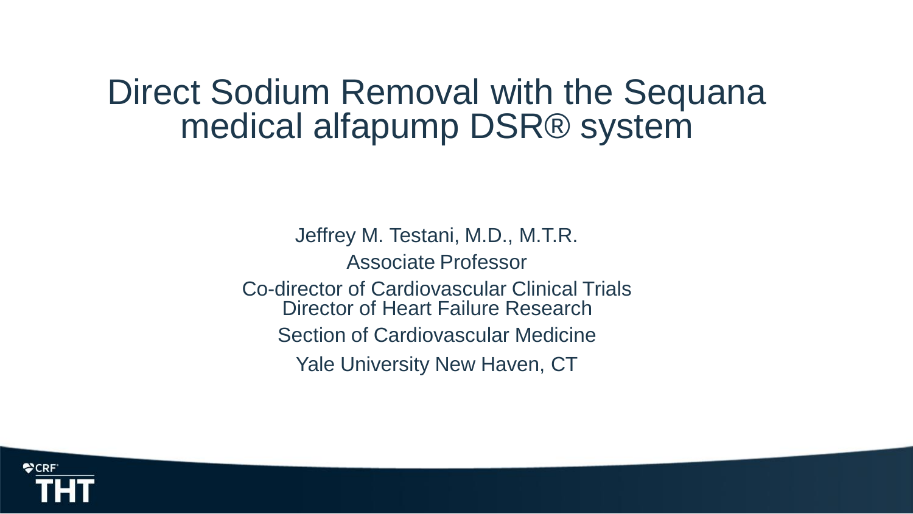# Direct Sodium Removal with the Sequana medical alfapump DSR® system

Jeffrey M. Testani, M.D., M.T.R.

Associate Professor

Co-director of Cardiovascular Clinical Trials
Director of Heart Failure Research

Section of Cardiovascular Medicine

Yale University New Haven, CT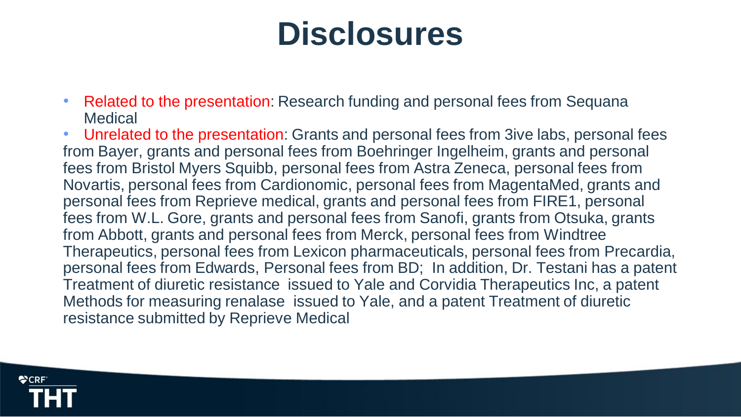# Disclosures

- Related to the presentation: Research funding and personal fees from Sequana Medical
- Unrelated to the presentation: Grants and personal fees from 3ive labs, personal fees from Bayer, grants and personal fees from Boehringer Ingelheim, grants and personal fees from Bristol Myers Squibb, personal fees from Astra Zeneca, personal fees from Novartis, personal fees from Cardionomic, personal fees from MagentaMed, grants and personal fees from Reprieve medical, grants and personal fees from FIRE1, personal fees from W.L. Gore, grants and personal fees from Sanofi, grants from Otsuka, grants from Abbott, grants and personal fees from Merck, personal fees from Windtree Therapeutics, personal fees from Lexicon pharmaceuticals, personal fees from Precardia, personal fees from Edwards, Personal fees from BD; In addition, Dr. Testani has a patent Treatment of diuretic resistance issued to Yale and Corvidia Therapeutics Inc, a patent Methods for measuring renalase issued to Yale, and a patent Treatment of diuretic resistance submitted by Reprieve Medical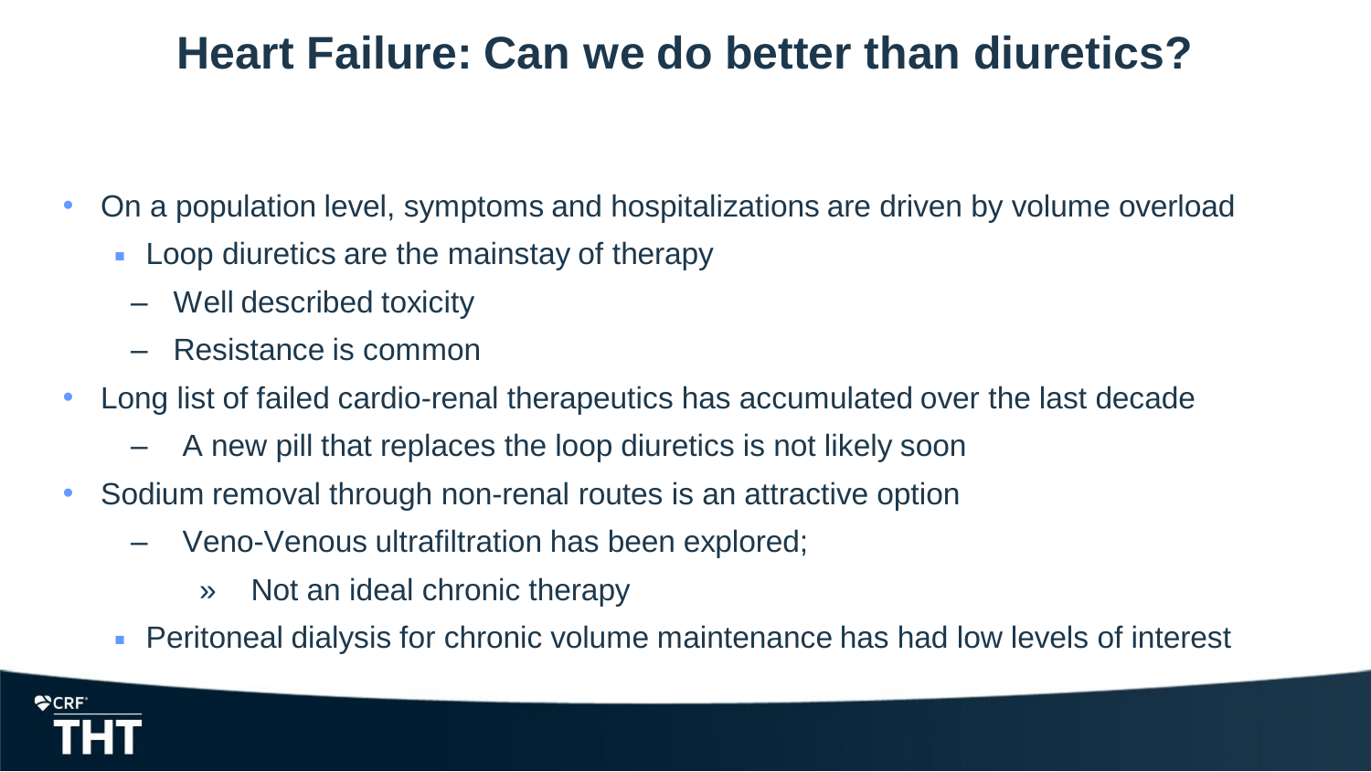# Heart Failure: Can we do better than diuretics?

- On a population level, symptoms and hospitalizations are driven by volume overload
  - Loop diuretics are the mainstay of therapy
    - Well described toxicity
    - Resistance is common
- Long list of failed cardio-renal therapeutics has accumulated over the last decade
  - A new pill that replaces the loop diuretics is not likely soon
- Sodium removal through non-renal routes is an attractive option
  - Veno-Venous ultrafiltration has been explored;
    - Not an ideal chronic therapy
  - Peritoneal dialysis for chronic volume maintenance has had low levels of interest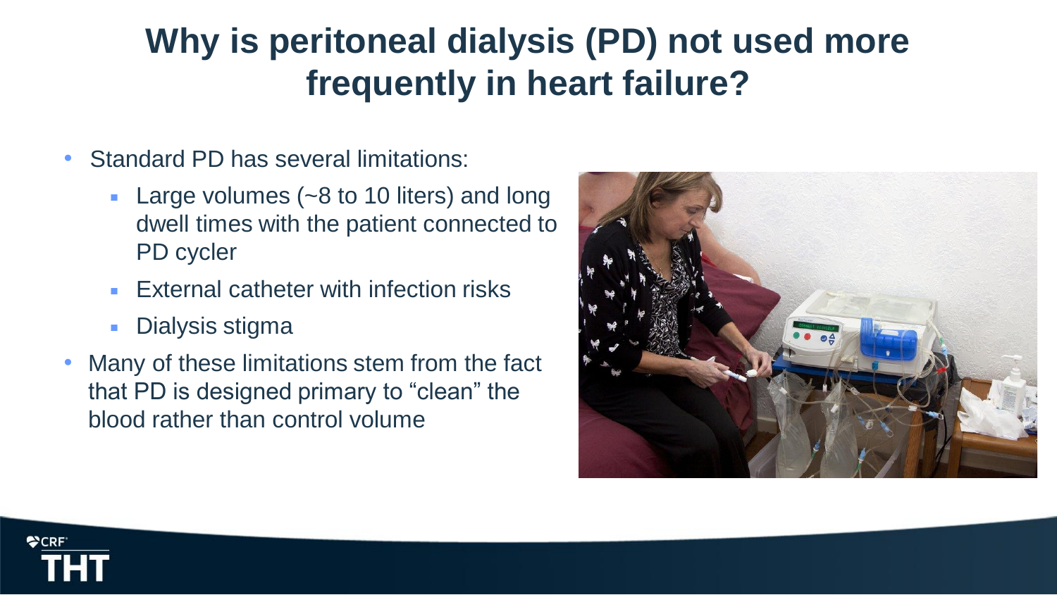# Why is peritoneal dialysis (PD) not used more frequently in heart failure?

- Standard PD has several limitations:
  - Large volumes (~8 to 10 liters) and long dwell times with the patient connected to PD cycler
  - External catheter with infection risks
  - Dialysis stigma
- Many of these limitations stem from the fact that PD is designed primary to "clean" the blood rather than control volume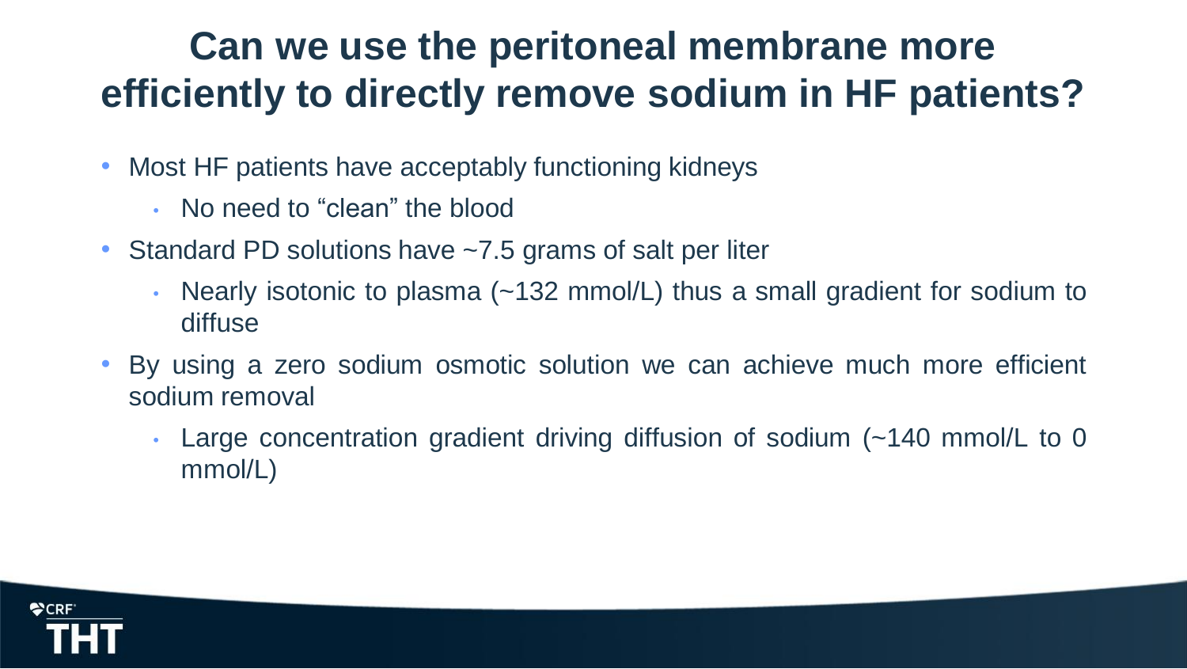# Can we use the peritoneal membrane more efficiently to directly remove sodium in HF patients?

- Most HF patients have acceptably functioning kidneys
  - No need to “clean” the blood
- Standard PD solutions have ~7.5 grams of salt per liter
  - Nearly isotonic to plasma (~132 mmol/L) thus a small gradient for sodium to diffuse
- By using a zero sodium osmotic solution we can achieve much more efficient sodium removal
  - Large concentration gradient driving diffusion of sodium (~140 mmol/L to 0 mmol/L)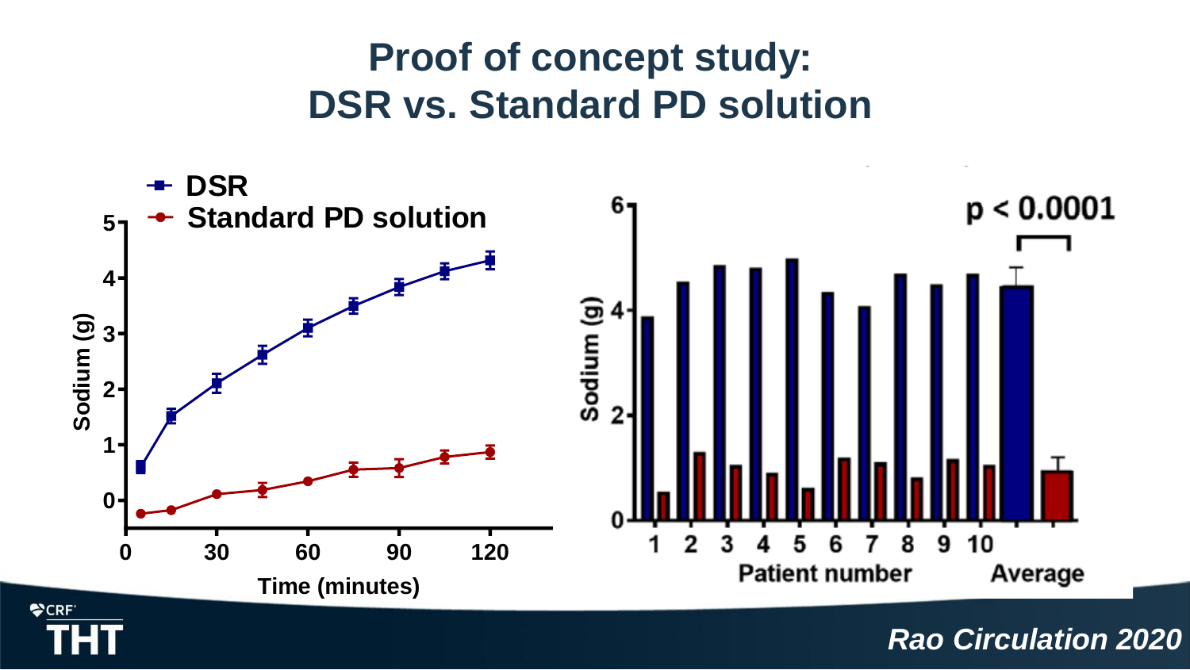# Proof of concept study: DSR vs. Standard PD solution

*Rao Circulation 2020*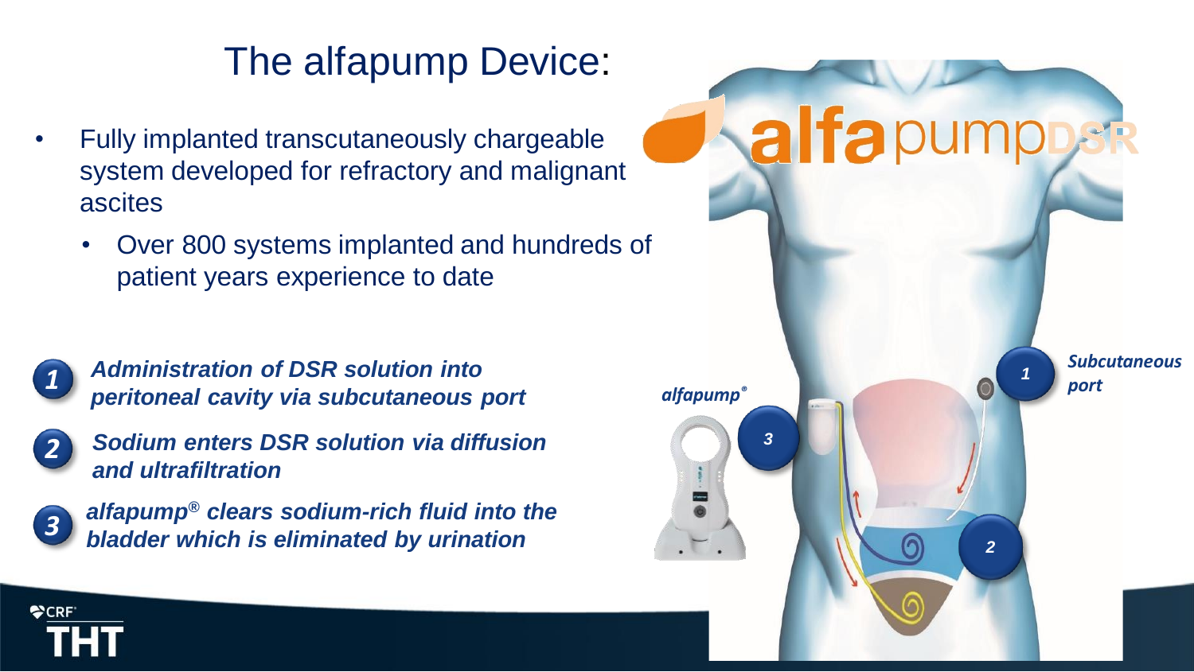# The alfapump Device:

- Fully implanted transcutaneously chargeable system developed for refractory and malignant ascites
  - Over 800 systems implanted and hundreds of patient years experience to date

1. ***Administration of DSR solution into peritoneal cavity via subcutaneous port***
2. ***Sodium enters DSR solution via diffusion and ultrafiltration***
3. ***alfapump® clears sodium-rich fluid into the bladder which is eliminated by urination***

alfapumpDSR

*alfapump®*

*Subcutaneous port*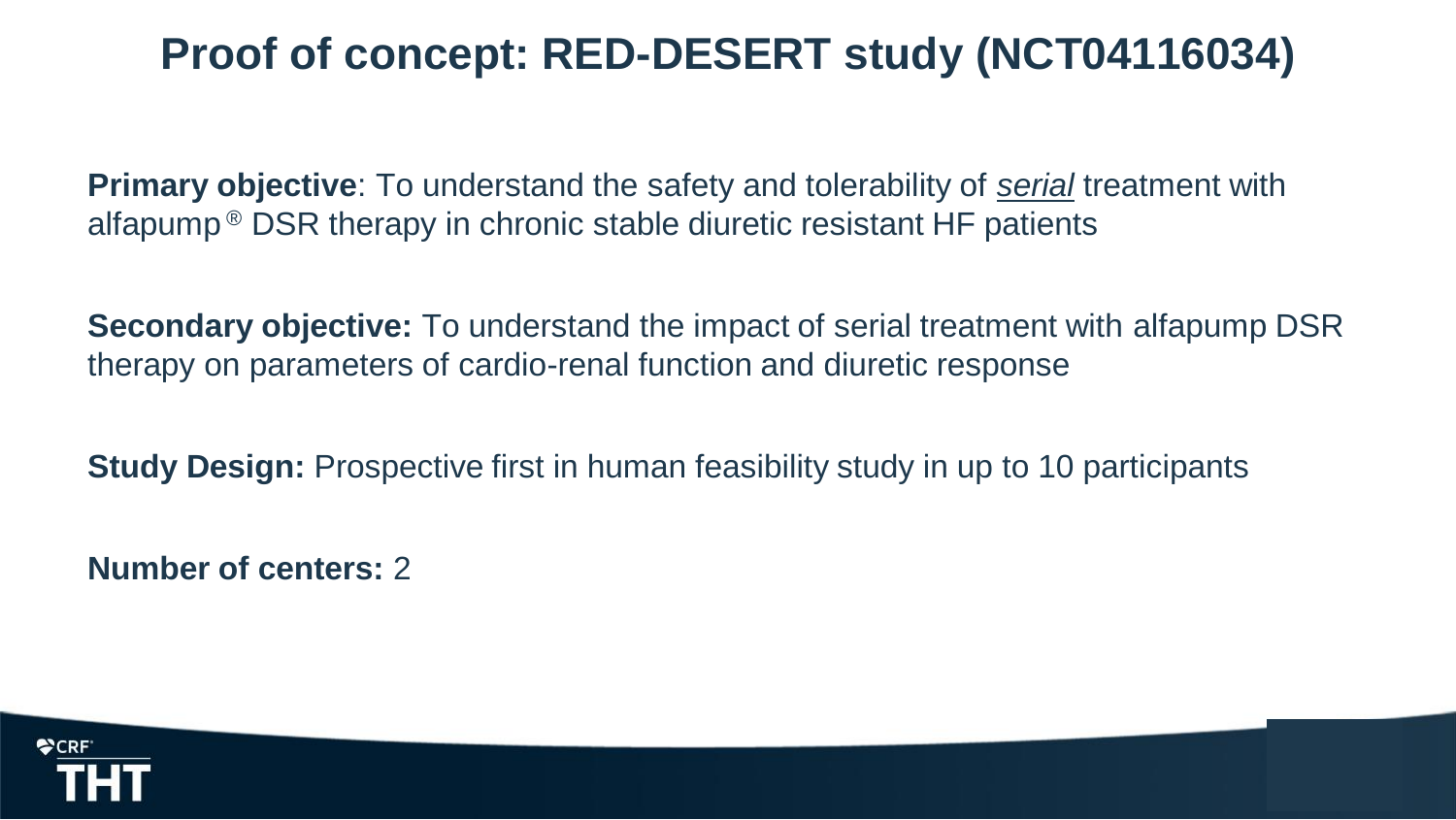# Proof of concept: RED-DESERT study (NCT04116034)

**Primary objective**: To understand the safety and tolerability of *serial* treatment with alfapump® DSR therapy in chronic stable diuretic resistant HF patients

**Secondary objective:** To understand the impact of serial treatment with alfapump DSR therapy on parameters of cardio-renal function and diuretic response

**Study Design:** Prospective first in human feasibility study in up to 10 participants

**Number of centers:** 2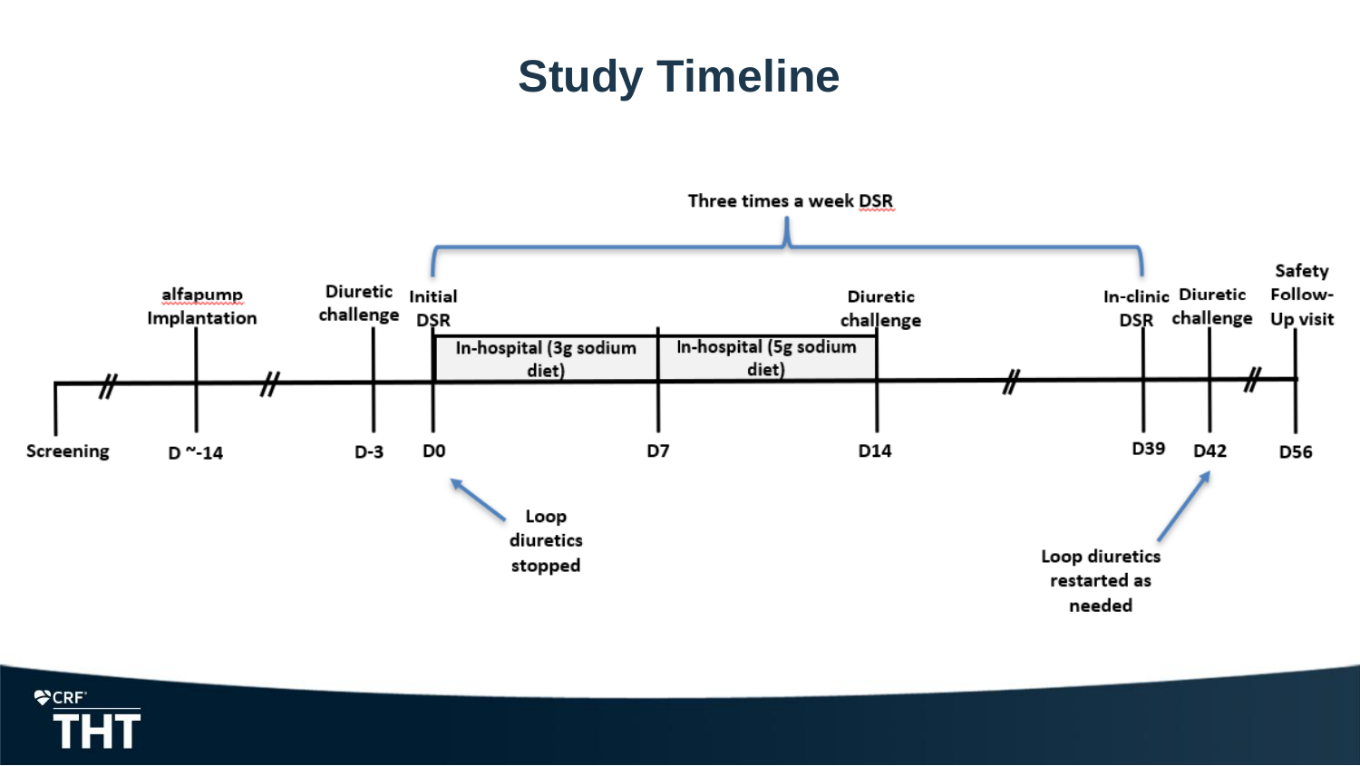# Study Timeline

Three times a week DSR

- Screening
- D ~-14: alfapump Implantation
- D-3: Diuretic challenge
- D0: Initial DSR
- D0–D7: In-hospital (3g sodium diet)
- D7–D14: In-hospital (5g sodium diet)
- D14: Diuretic challenge
- D39: In-clinic DSR
- D42: Diuretic challenge
- D56: Safety Follow-Up visit

Loop diuretics stopped (D0)

Loop diuretics restarted as needed (D42)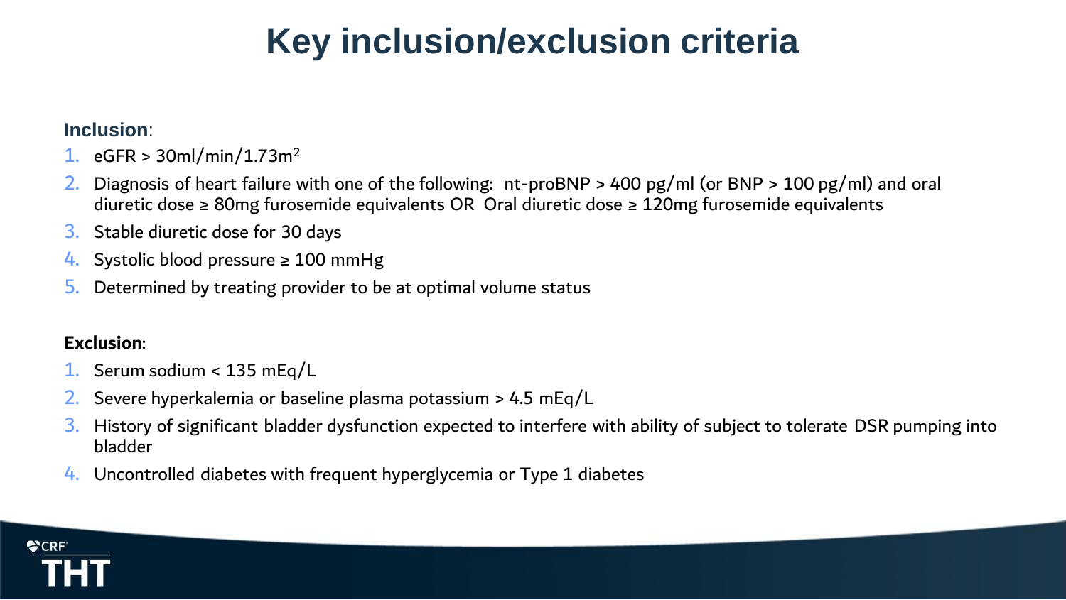# Key inclusion/exclusion criteria

**Inclusion**:

1. eGFR > 30ml/min/1.73m$^2$
2. Diagnosis of heart failure with one of the following: nt-proBNP > 400 pg/ml (or BNP > 100 pg/ml) and oral diuretic dose ≥ 80mg furosemide equivalents OR Oral diuretic dose ≥ 120mg furosemide equivalents
3. Stable diuretic dose for 30 days
4. Systolic blood pressure ≥ 100 mmHg
5. Determined by treating provider to be at optimal volume status

**Exclusion**:

1. Serum sodium < 135 mEq/L
2. Severe hyperkalemia or baseline plasma potassium > 4.5 mEq/L
3. History of significant bladder dysfunction expected to interfere with ability of subject to tolerate DSR pumping into bladder
4. Uncontrolled diabetes with frequent hyperglycemia or Type 1 diabetes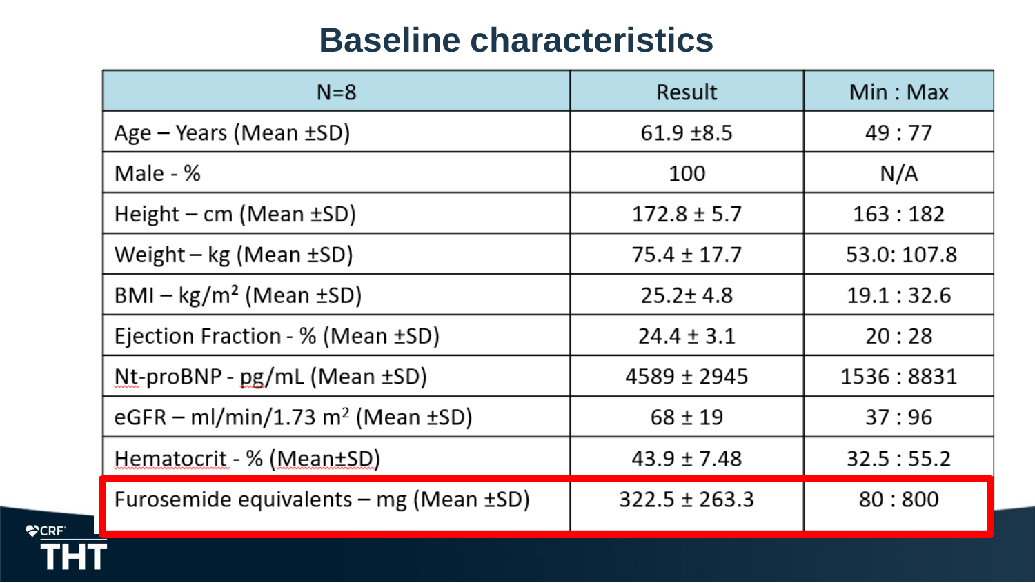# Baseline characteristics

| N=8 | Result | Min : Max |
|---|---|---|
| Age – Years (Mean ±SD) | 61.9 ±8.5 | 49 : 77 |
| Male - % | 100 | N/A |
| Height – cm (Mean ±SD) | 172.8 ± 5.7 | 163 : 182 |
| Weight – kg (Mean ±SD) | 75.4 ± 17.7 | 53.0: 107.8 |
| BMI – kg/m² (Mean ±SD) | 25.2± 4.8 | 19.1 : 32.6 |
| Ejection Fraction - % (Mean ±SD) | 24.4 ± 3.1 | 20 : 28 |
| Nt-proBNP - pg/mL (Mean ±SD) | 4589 ± 2945 | 1536 : 8831 |
| eGFR – ml/min/1.73 m² (Mean ±SD) | 68 ± 19 | 37 : 96 |
| Hematocrit - % (Mean±SD) | 43.9 ± 7.48 | 32.5 : 55.2 |
| Furosemide equivalents – mg (Mean ±SD) | 322.5 ± 263.3 | 80 : 800 |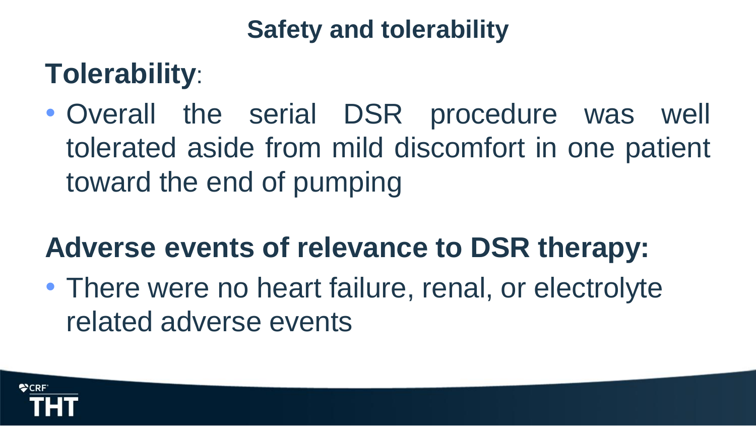# Safety and tolerability

## Tolerability:

- Overall the serial DSR procedure was well tolerated aside from mild discomfort in one patient toward the end of pumping

## Adverse events of relevance to DSR therapy:

- There were no heart failure, renal, or electrolyte related adverse events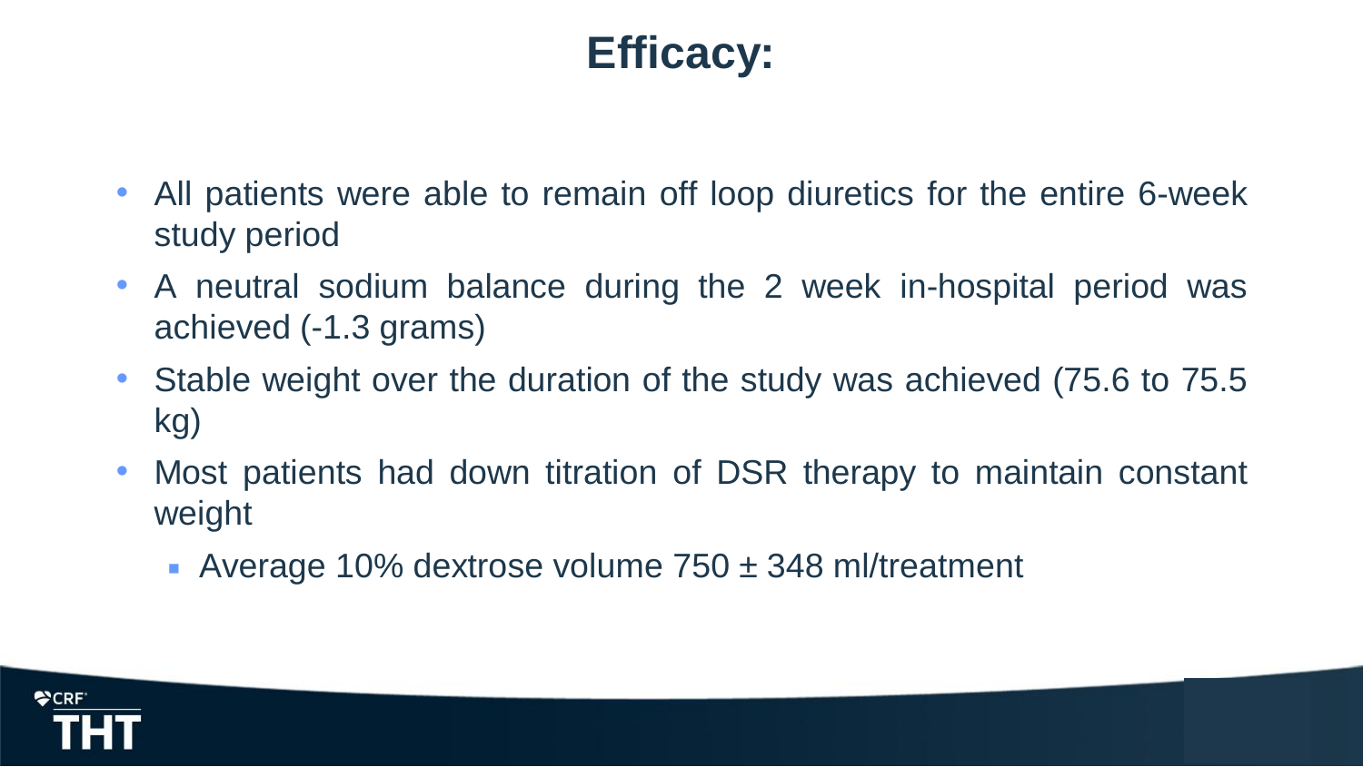# Efficacy:

- All patients were able to remain off loop diuretics for the entire 6-week study period
- A neutral sodium balance during the 2 week in-hospital period was achieved (-1.3 grams)
- Stable weight over the duration of the study was achieved (75.6 to 75.5 kg)
- Most patients had down titration of DSR therapy to maintain constant weight
  - Average 10% dextrose volume 750 ± 348 ml/treatment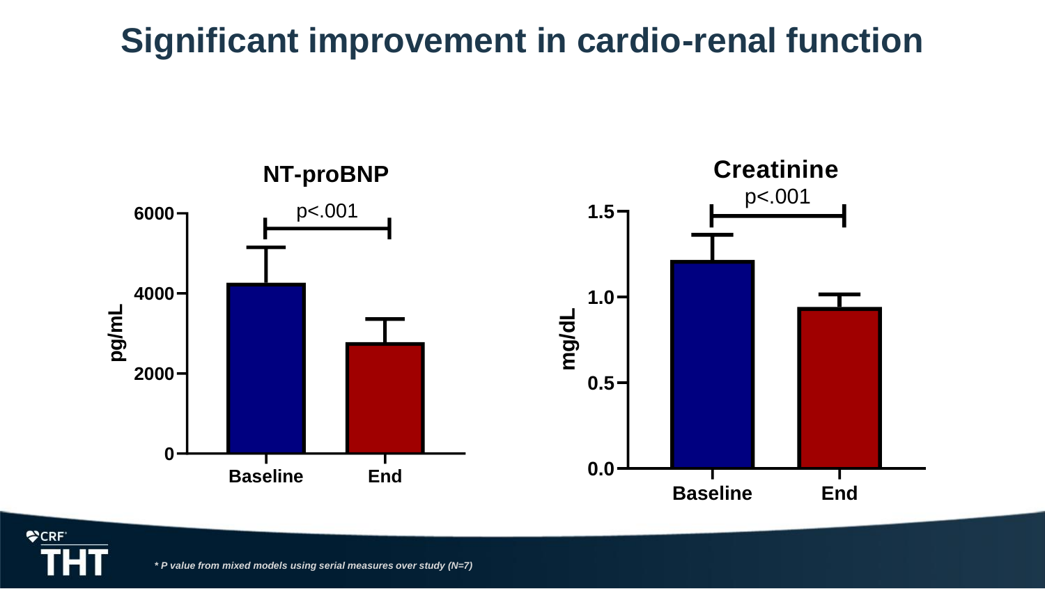# Significant improvement in cardio-renal function

## NT-proBNP

p<.001

pg/mL: 0, 2000, 4000, 6000

Baseline | End

## Creatinine

p<.001

mg/dL: 0.0, 0.5, 1.0, 1.5

Baseline | End

*\* P value from mixed models using serial measures over study (N=7)*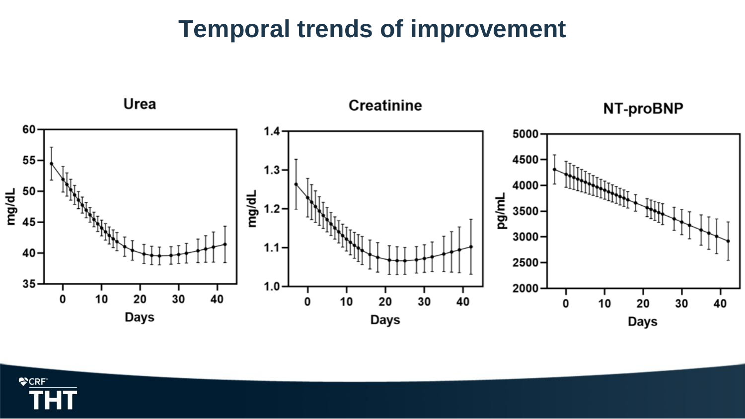# Temporal trends of improvement

### Urea

### Creatinine

### NT-proBNP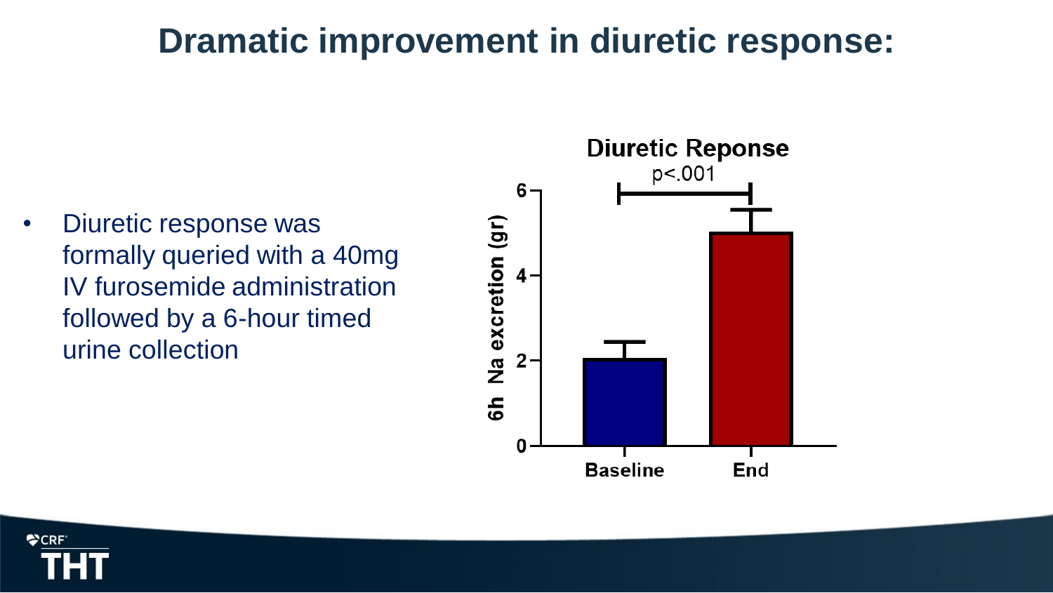# Dramatic improvement in diuretic response:

- Diuretic response was formally queried with a 40mg IV furosemide administration followed by a 6-hour timed urine collection

**Diuretic Reponse**

p<.001

6h Na excretion (gr)

Baseline

End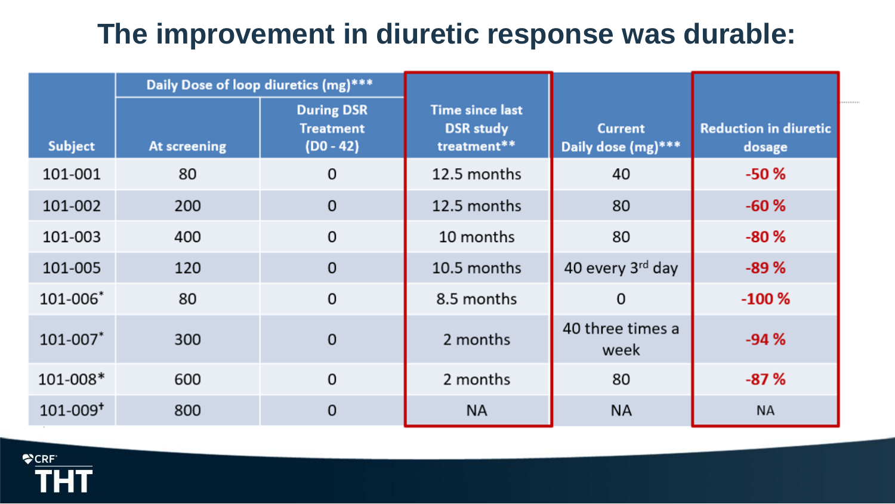# The improvement in diuretic response was durable:

| Subject | Daily Dose of loop diuretics (mg)*** | | Time since last DSR study treatment** | Current Daily dose (mg)*** | Reduction in diuretic dosage |
|---|---|---|---|---|---|
| | At screening | During DSR Treatment (D0 - 42) | | | |
| 101-001 | 80 | 0 | 12.5 months | 40 | -50 % |
| 101-002 | 200 | 0 | 12.5 months | 80 | -60 % |
| 101-003 | 400 | 0 | 10 months | 80 | -80 % |
| 101-005 | 120 | 0 | 10.5 months | 40 every 3rd day | -89 % |
| 101-006* | 80 | 0 | 8.5 months | 0 | -100 % |
| 101-007* | 300 | 0 | 2 months | 40 three times a week | -94 % |
| 101-008* | 600 | 0 | 2 months | 80 | -87 % |
| 101-009† | 800 | 0 | NA | NA | NA |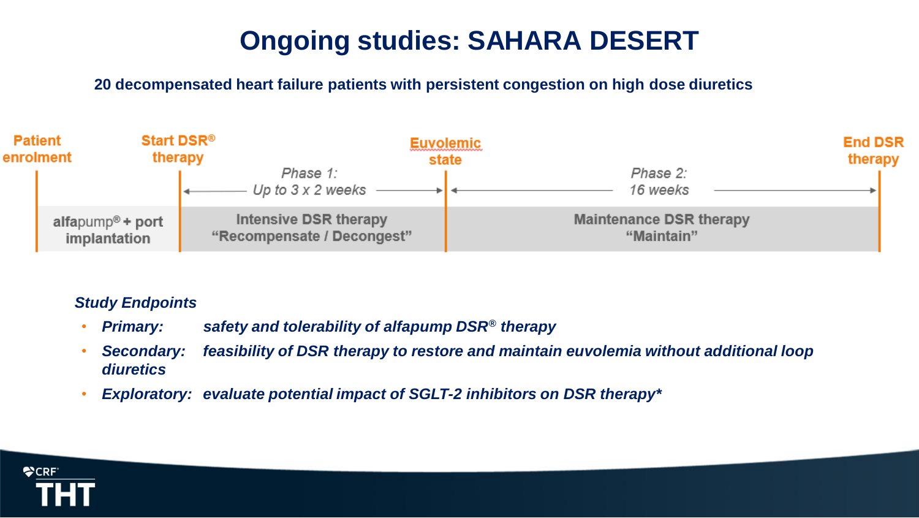# Ongoing studies: SAHARA DESERT

**20 decompensated heart failure patients with persistent congestion on high dose diuretics**

| Patient enrolment | Start DSR® therapy | Euvolemic state | End DSR therapy |
|---|---|---|---|
| alfapump® + port implantation | Phase 1: Up to 3 x 2 weeks — Intensive DSR therapy "Recompensate / Decongest" | Phase 2: 16 weeks — Maintenance DSR therapy "Maintain" | |

*Study Endpoints*

- ***Primary:*** *safety and tolerability of alfapump DSR® therapy*
- ***Secondary:*** *feasibility of DSR therapy to restore and maintain euvolemia without additional loop diuretics*
- ***Exploratory:*** *evaluate potential impact of SGLT-2 inhibitors on DSR therapy**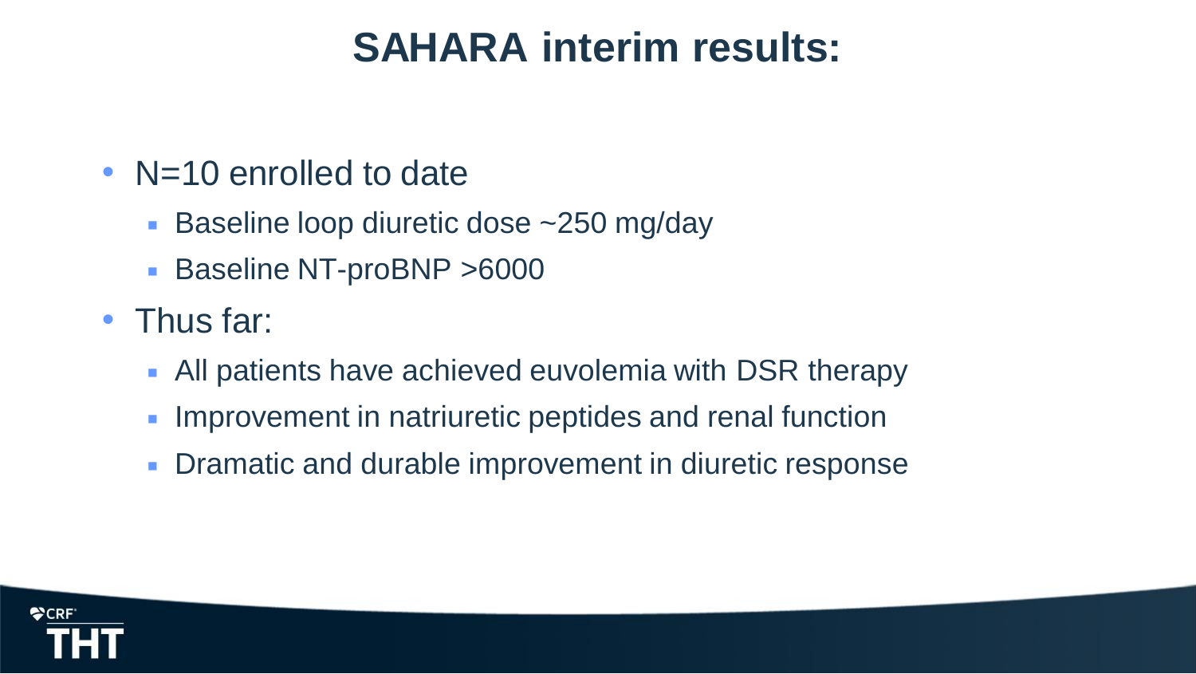# SAHARA interim results:

- N=10 enrolled to date
  - Baseline loop diuretic dose ~250 mg/day
  - Baseline NT-proBNP >6000
- Thus far:
  - All patients have achieved euvolemia with DSR therapy
  - Improvement in natriuretic peptides and renal function
  - Dramatic and durable improvement in diuretic response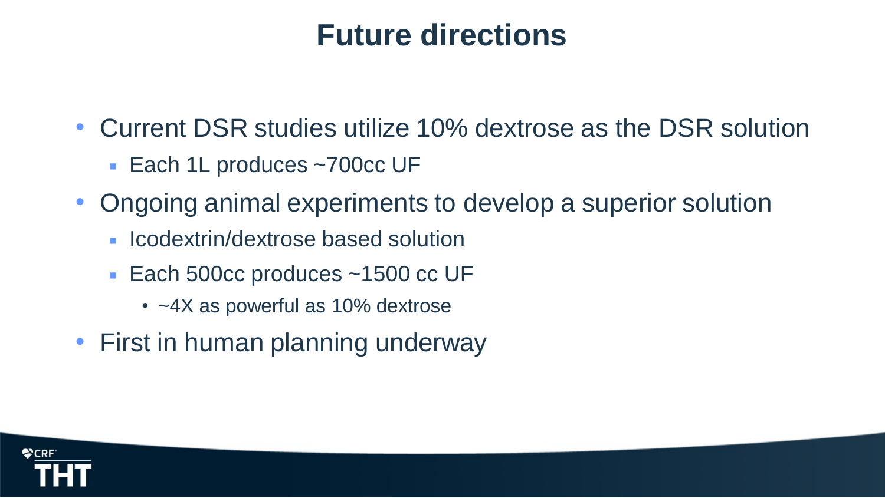# Future directions

- Current DSR studies utilize 10% dextrose as the DSR solution
  - Each 1L produces ~700cc UF
- Ongoing animal experiments to develop a superior solution
  - Icodextrin/dextrose based solution
  - Each 500cc produces ~1500 cc UF
    - ~4X as powerful as 10% dextrose
- First in human planning underway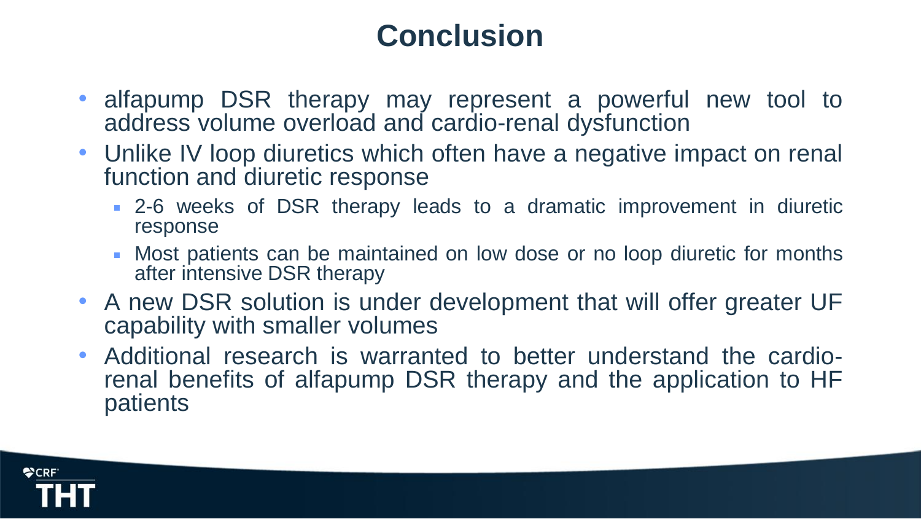# Conclusion

- alfapump DSR therapy may represent a powerful new tool to address volume overload and cardio-renal dysfunction
- Unlike IV loop diuretics which often have a negative impact on renal function and diuretic response
  - 2-6 weeks of DSR therapy leads to a dramatic improvement in diuretic response
  - Most patients can be maintained on low dose or no loop diuretic for months after intensive DSR therapy
- A new DSR solution is under development that will offer greater UF capability with smaller volumes
- Additional research is warranted to better understand the cardio-renal benefits of alfapump DSR therapy and the application to HF patients